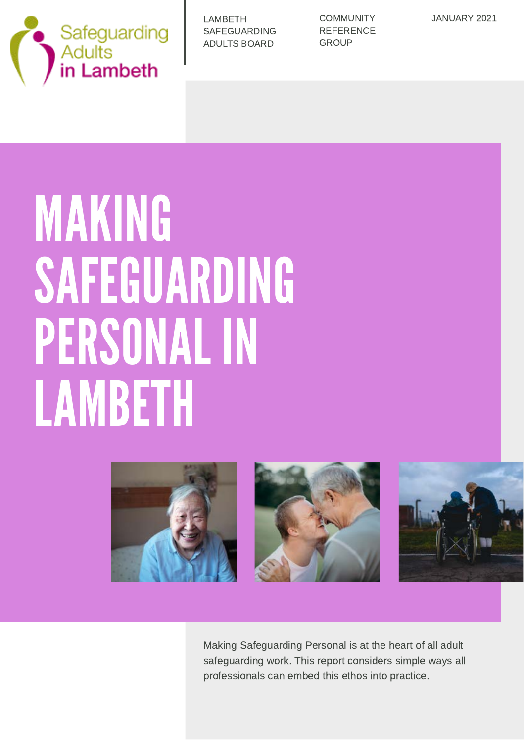Safeguarding Adults in Lambeth

LAMBETH SAFEGUARDING ADULTS BOARD

COMMUNITY REFERENCE GROUP

JANUARY 2021

# MAKING SAFEGUARDING PERSONAL IN LAMBETH

Making Safeguarding Personal is at the heart of all adult safeguarding work. This report considers simple ways all professionals can embed this ethos into practice.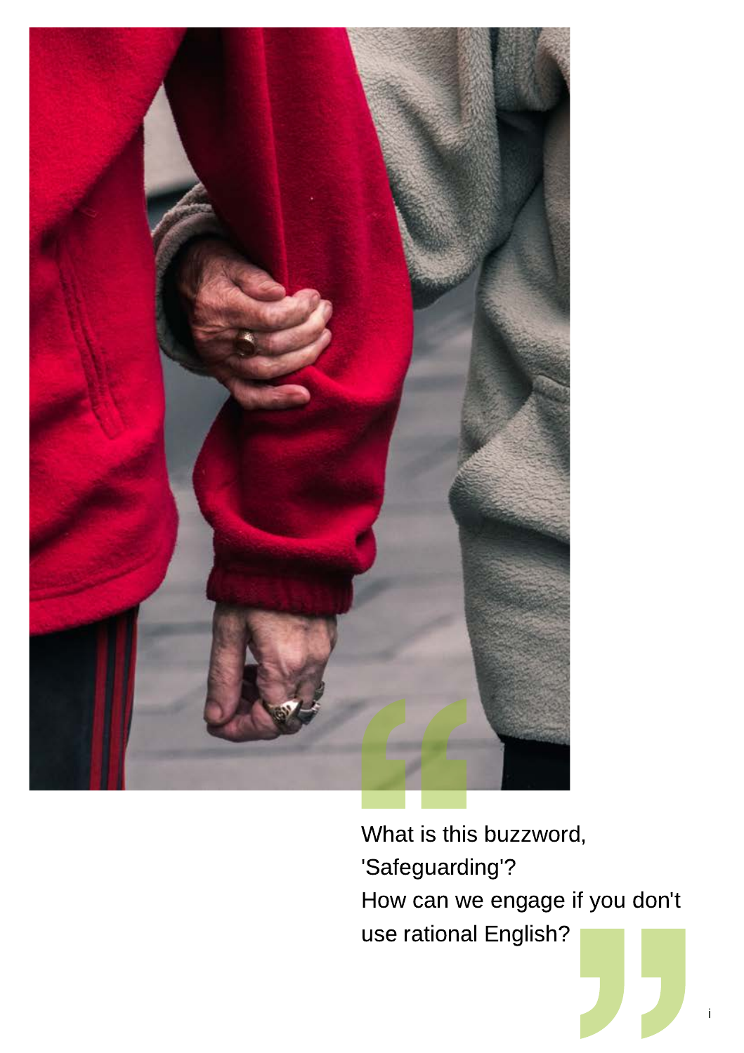> What is this buzzword, 'Safeguarding'?
> How can we engage if you don't use rational English?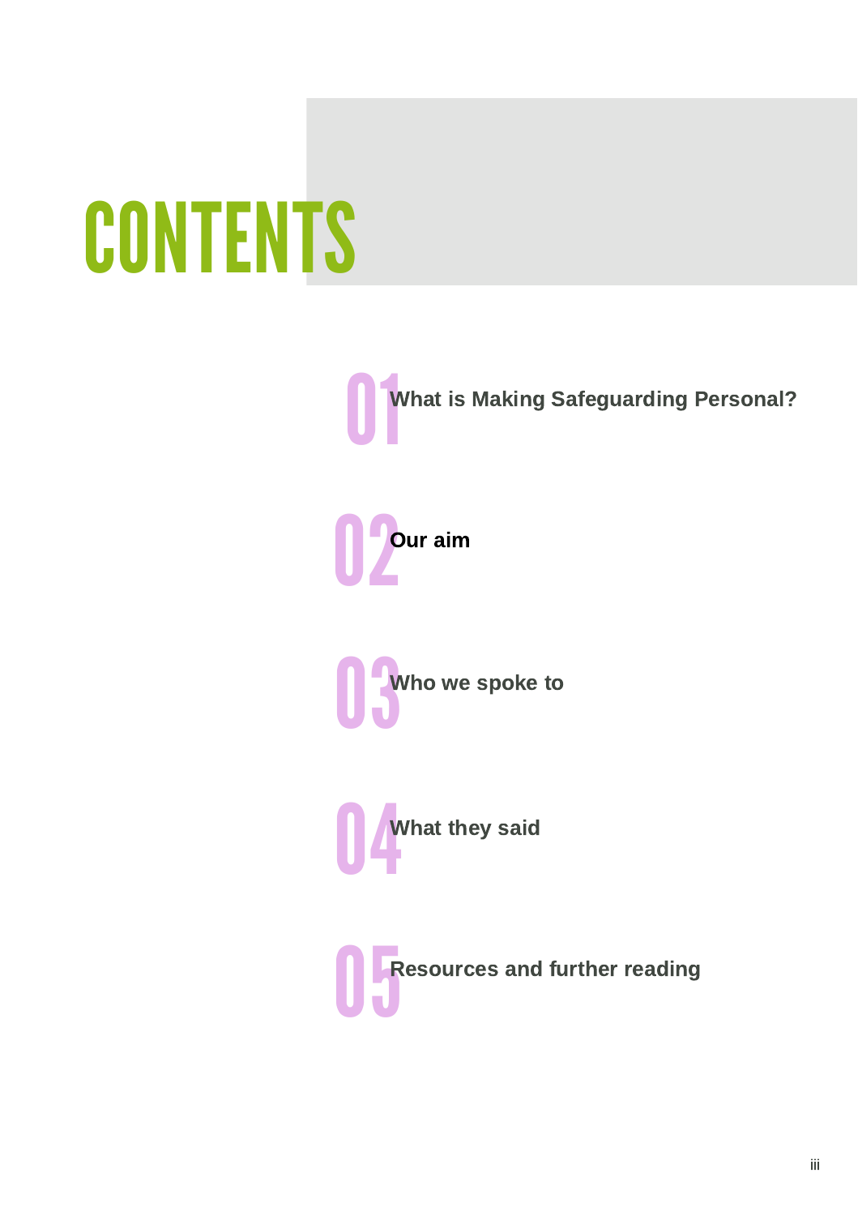# CONTENTS

01 What is Making Safeguarding Personal?

02 Our aim

03 Who we spoke to

04 What they said

05 Resources and further reading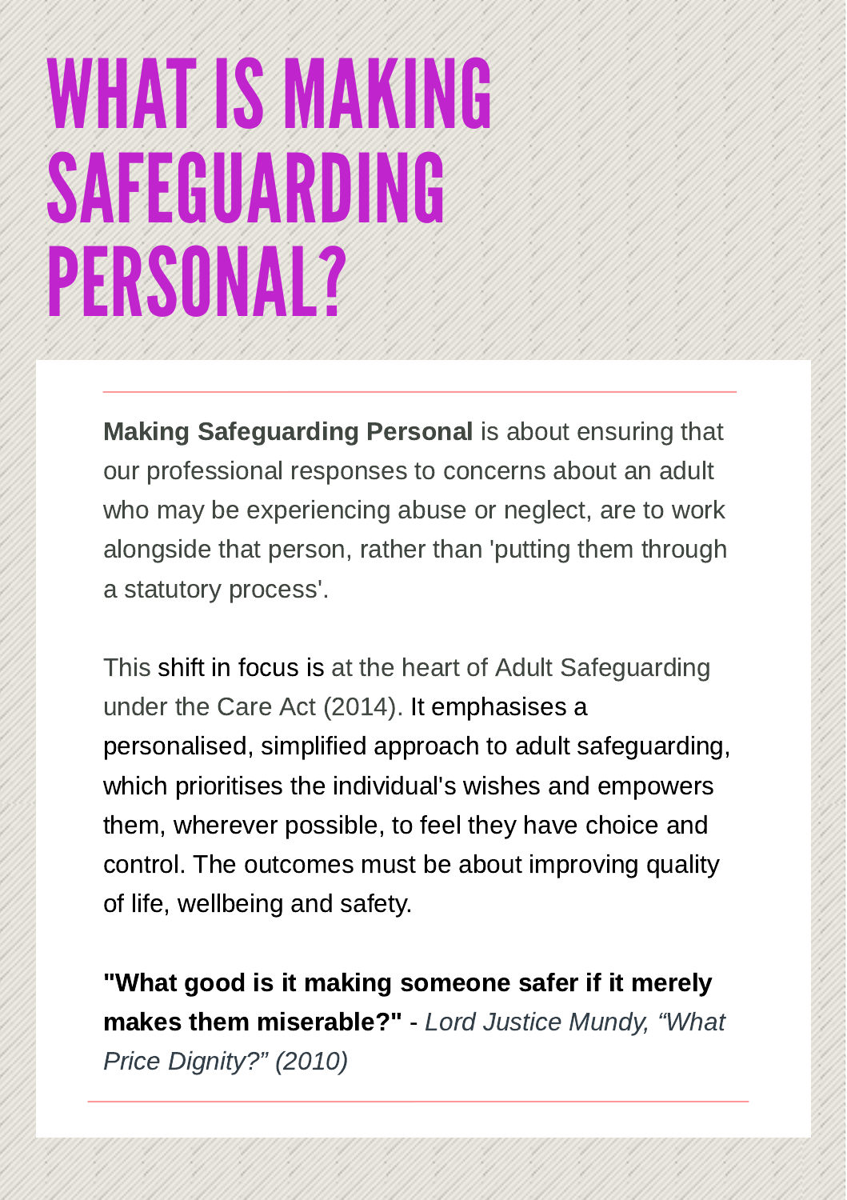# WHAT IS MAKING SAFEGUARDING PERSONAL?

**Making Safeguarding Personal** is about ensuring that our professional responses to concerns about an adult who may be experiencing abuse or neglect, are to work alongside that person, rather than 'putting them through a statutory process'.

This shift in focus is at the heart of Adult Safeguarding under the Care Act (2014). It emphasises a personalised, simplified approach to adult safeguarding, which prioritises the individual's wishes and empowers them, wherever possible, to feel they have choice and control. The outcomes must be about improving quality of life, wellbeing and safety.

**"What good is it making someone safer if it merely makes them miserable?"** - *Lord Justice Mundy, "What Price Dignity?" (2010)*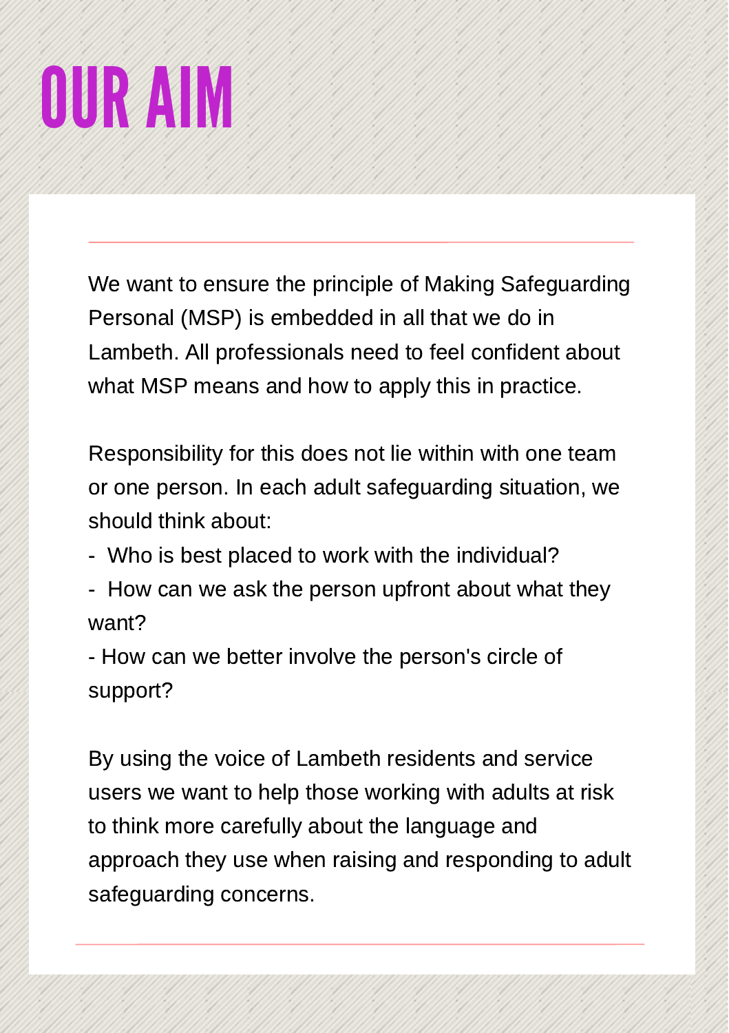# OUR AIM

We want to ensure the principle of Making Safeguarding Personal (MSP) is embedded in all that we do in Lambeth. All professionals need to feel confident about what MSP means and how to apply this in practice.

Responsibility for this does not lie within with one team or one person. In each adult safeguarding situation, we should think about:

- Who is best placed to work with the individual?
- How can we ask the person upfront about what they want?
- How can we better involve the person's circle of support?

By using the voice of Lambeth residents and service users we want to help those working with adults at risk to think more carefully about the language and approach they use when raising and responding to adult safeguarding concerns.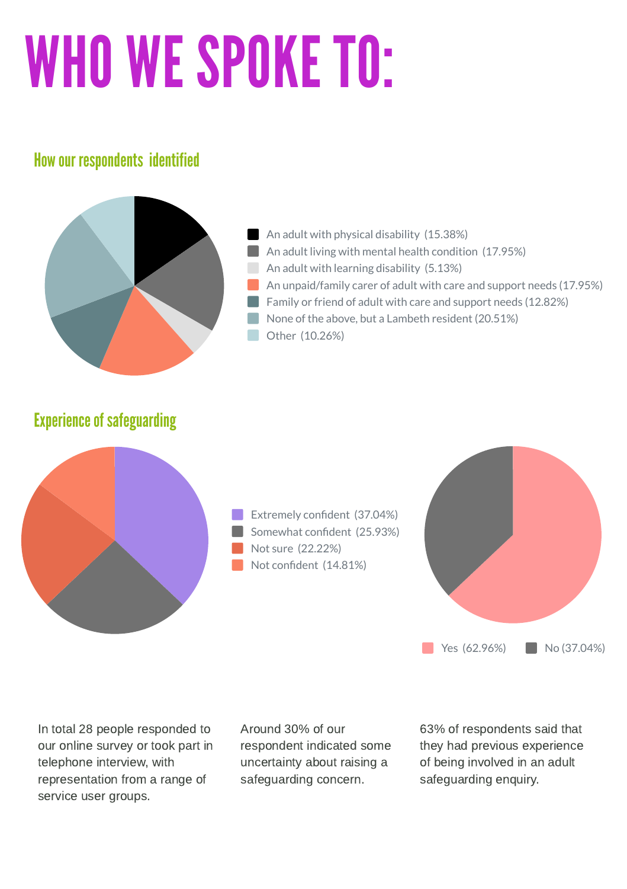# WHO WE SPOKE TO:

## How our respondents identified

- An adult with physical disability (15.38%)
- An adult living with mental health condition (17.95%)
- An adult with learning disability (5.13%)
- An unpaid/family carer of adult with care and support needs (17.95%)
- Family or friend of adult with care and support needs (12.82%)
- None of the above, but a Lambeth resident (20.51%)
- Other (10.26%)

## Experience of safeguarding

- Extremely confident (37.04%)
- Somewhat confident (25.93%)
- Not sure (22.22%)
- Not confident (14.81%)

- Yes (62.96%)
- No (37.04%)

In total 28 people responded to our online survey or took part in telephone interview, with representation from a range of service user groups.

Around 30% of our respondent indicated some uncertainty about raising a safeguarding concern.

63% of respondents said that they had previous experience of being involved in an adult safeguarding enquiry.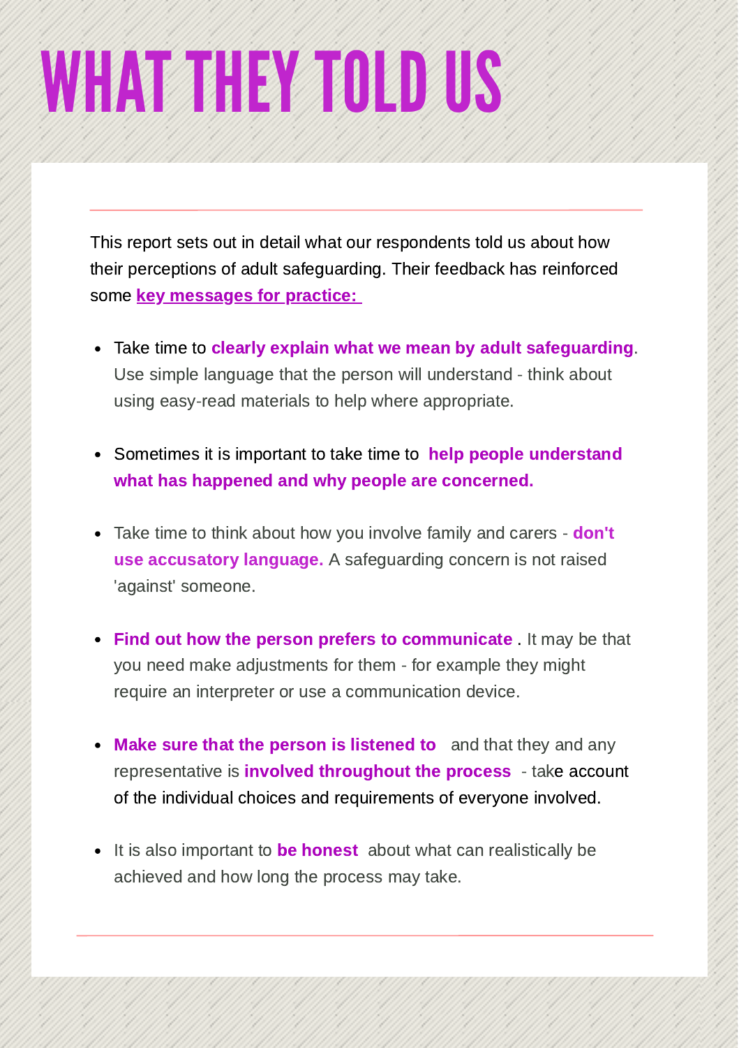# WHAT THEY TOLD US

This report sets out in detail what our respondents told us about how their perceptions of adult safeguarding. Their feedback has reinforced some **key messages for practice:**

- Take time to **clearly explain what we mean by adult safeguarding**. Use simple language that the person will understand - think about using easy-read materials to help where appropriate.
- Sometimes it is important to take time to **help people understand what has happened and why people are concerned.**
- Take time to think about how you involve family and carers - **don't use accusatory language.** A safeguarding concern is not raised 'against' someone.
- **Find out how the person prefers to communicate** . It may be that you need make adjustments for them - for example they might require an interpreter or use a communication device.
- **Make sure that the person is listened to** and that they and any representative is **involved throughout the process** - take account of the individual choices and requirements of everyone involved.
- It is also important to **be honest** about what can realistically be achieved and how long the process may take.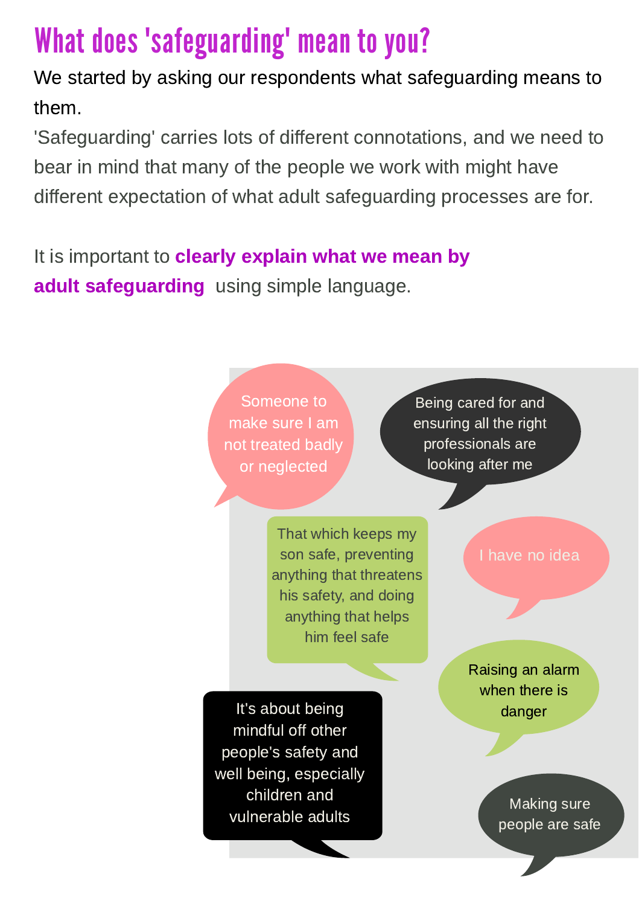# What does 'safeguarding' mean to you?

We started by asking our respondents what safeguarding means to them.

'Safeguarding' carries lots of different connotations, and we need to bear in mind that many of the people we work with might have different expectation of what adult safeguarding processes are for.

It is important to **clearly explain what we mean by adult safeguarding** using simple language.

Someone to make sure I am not treated badly or neglected

Being cared for and ensuring all the right professionals are looking after me

That which keeps my son safe, preventing anything that threatens his safety, and doing anything that helps him feel safe

I have no idea

Raising an alarm when there is danger

It's about being mindful off other people's safety and well being, especially children and vulnerable adults

Making sure people are safe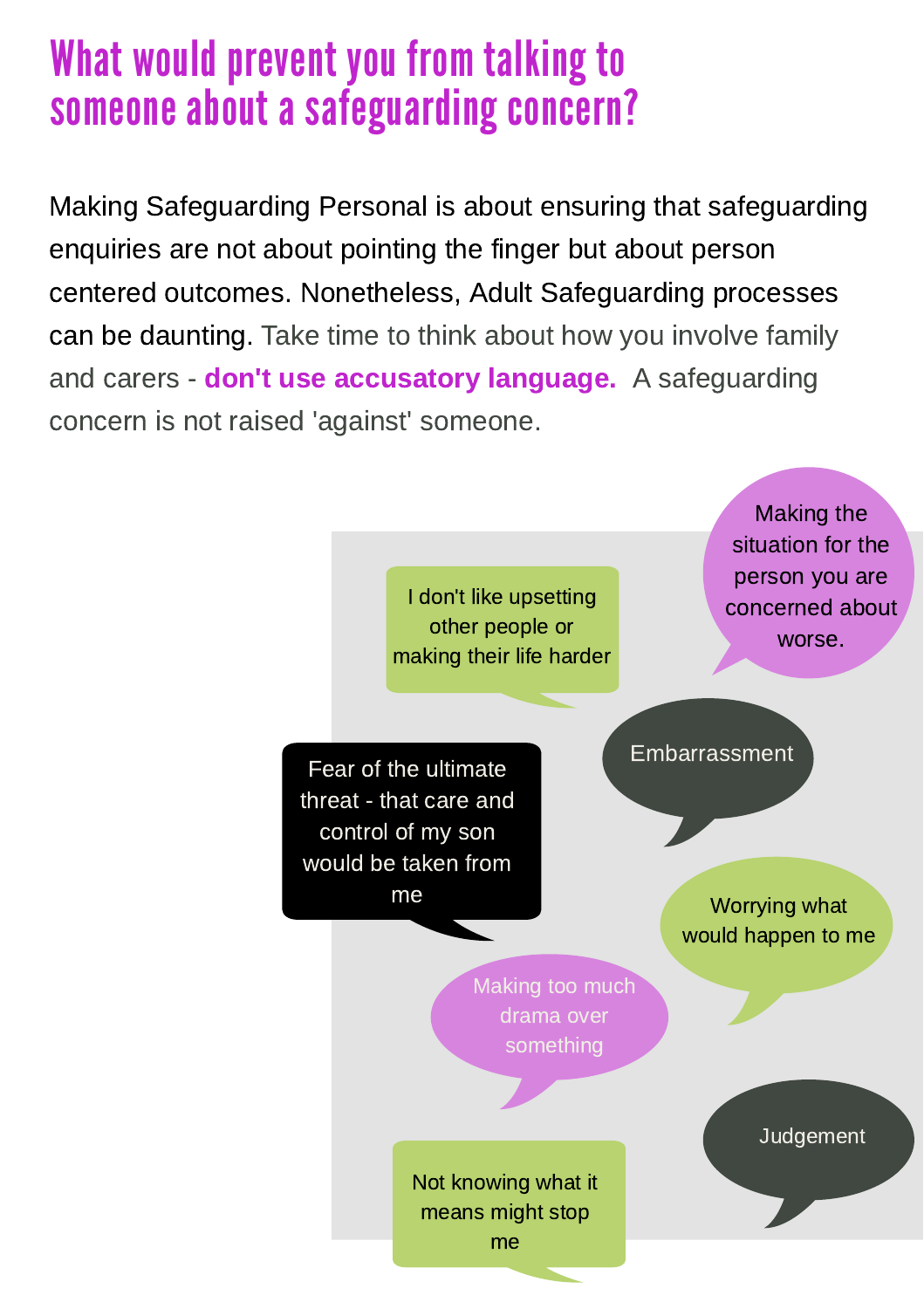# What would prevent you from talking to someone about a safeguarding concern?

Making Safeguarding Personal is about ensuring that safeguarding enquiries are not about pointing the finger but about person centered outcomes. Nonetheless, Adult Safeguarding processes can be daunting. Take time to think about how you involve family and carers - **don't use accusatory language.** A safeguarding concern is not raised 'against' someone.

- Making the situation for the person you are concerned about worse.
- I don't like upsetting other people or making their life harder
- Embarrassment
- Fear of the ultimate threat - that care and control of my son would be taken from me
- Worrying what would happen to me
- Making too much drama over something
- Judgement
- Not knowing what it means might stop me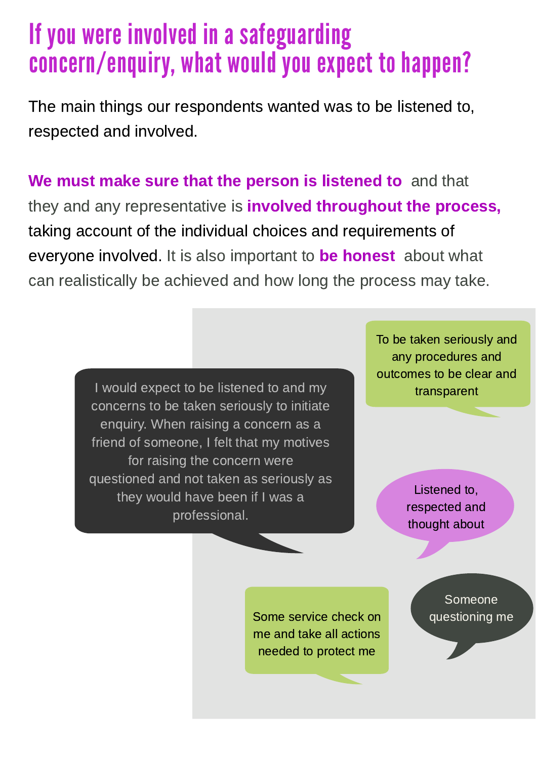# If you were involved in a safeguarding concern/enquiry, what would you expect to happen?

The main things our respondents wanted was to be listened to, respected and involved.

**We must make sure that the person is listened to** and that they and any representative is **involved throughout the process,** taking account of the individual choices and requirements of everyone involved. It is also important to **be honest** about what can realistically be achieved and how long the process may take.

> To be taken seriously and any procedures and outcomes to be clear and transparent

> I would expect to be listened to and my concerns to be taken seriously to initiate enquiry. When raising a concern as a friend of someone, I felt that my motives for raising the concern were questioned and not taken as seriously as they would have been if I was a professional.

> Listened to, respected and thought about

> Some service check on me and take all actions needed to protect me

> Someone questioning me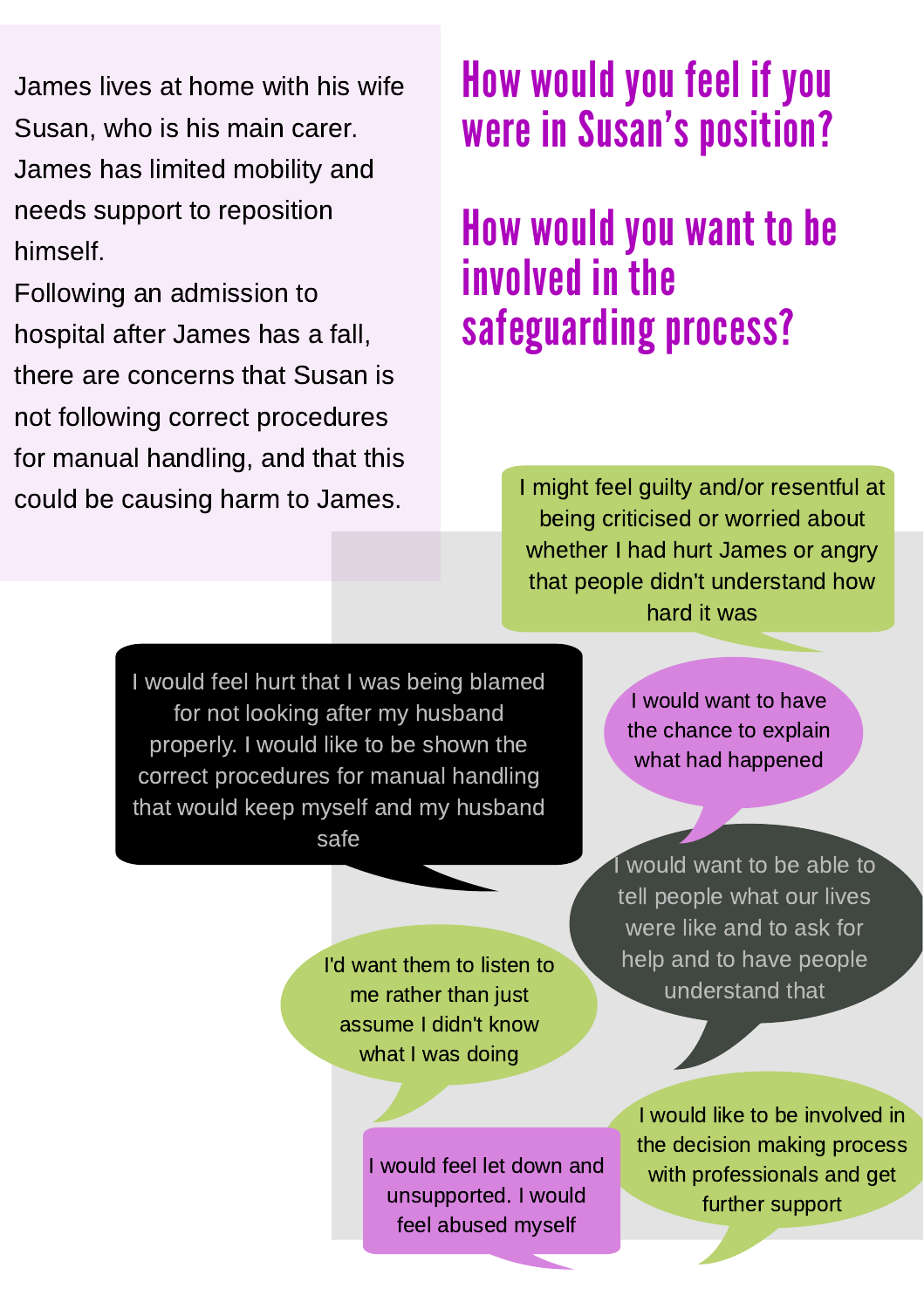James lives at home with his wife Susan, who is his main carer. James has limited mobility and needs support to reposition himself.

Following an admission to hospital after James has a fall, there are concerns that Susan is not following correct procedures for manual handling, and that this could be causing harm to James.

## How would you feel if you were in Susan's position?

## How would you want to be involved in the safeguarding process?

I might feel guilty and/or resentful at being criticised or worried about whether I had hurt James or angry that people didn't understand how hard it was

I would feel hurt that I was being blamed for not looking after my husband properly. I would like to be shown the correct procedures for manual handling that would keep myself and my husband safe

I would want to have the chance to explain what had happened

I would want to be able to tell people what our lives were like and to ask for help and to have people understand that

I'd want them to listen to me rather than just assume I didn't know what I was doing

I would like to be involved in the decision making process with professionals and get further support

I would feel let down and unsupported. I would feel abused myself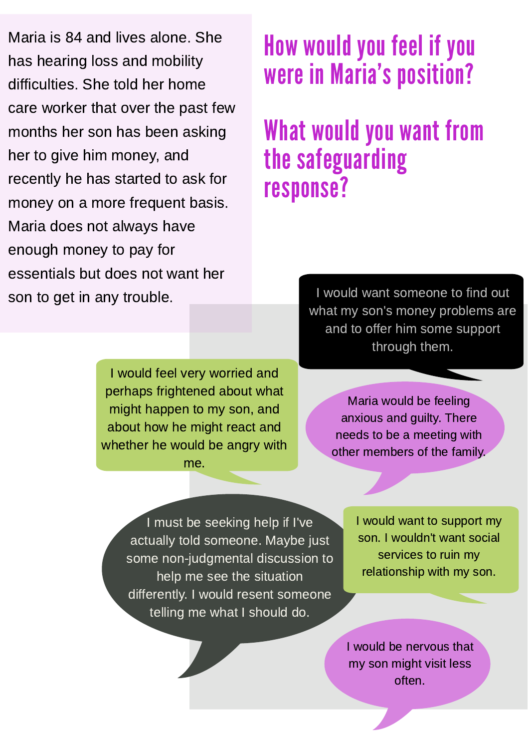Maria is 84 and lives alone. She has hearing loss and mobility difficulties. She told her home care worker that over the past few months her son has been asking her to give him money, and recently he has started to ask for money on a more frequent basis. Maria does not always have enough money to pay for essentials but does not want her son to get in any trouble.

## How would you feel if you were in Maria's position?

## What would you want from the safeguarding response?

I would want someone to find out what my son's money problems are and to offer him some support through them.

I would feel very worried and perhaps frightened about what might happen to my son, and about how he might react and whether he would be angry with me.

Maria would be feeling anxious and guilty. There needs to be a meeting with other members of the family.

I must be seeking help if I've actually told someone. Maybe just some non-judgmental discussion to help me see the situation differently. I would resent someone telling me what I should do.

I would want to support my son. I wouldn't want social services to ruin my relationship with my son.

I would be nervous that my son might visit less often.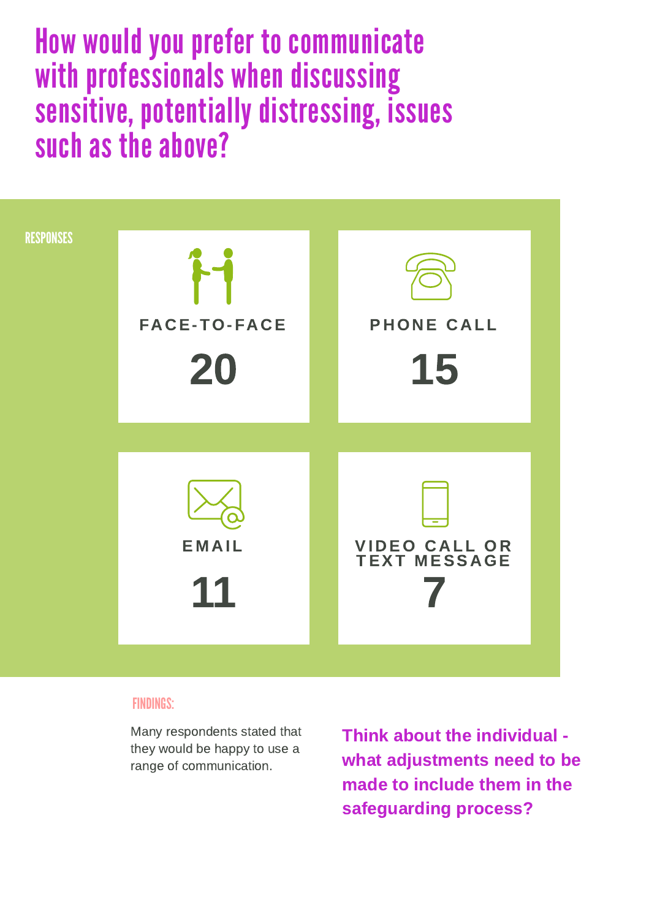# How would you prefer to communicate with professionals when discussing sensitive, potentially distressing, issues such as the above?

RESPONSES

| Response | Count |
| --- | --- |
| FACE-TO-FACE | 20 |
| PHONE CALL | 15 |
| EMAIL | 11 |
| VIDEO CALL OR TEXT MESSAGE | 7 |

FINDINGS:

Many respondents stated that they would be happy to use a range of communication.

**Think about the individual - what adjustments need to be made to include them in the safeguarding process?**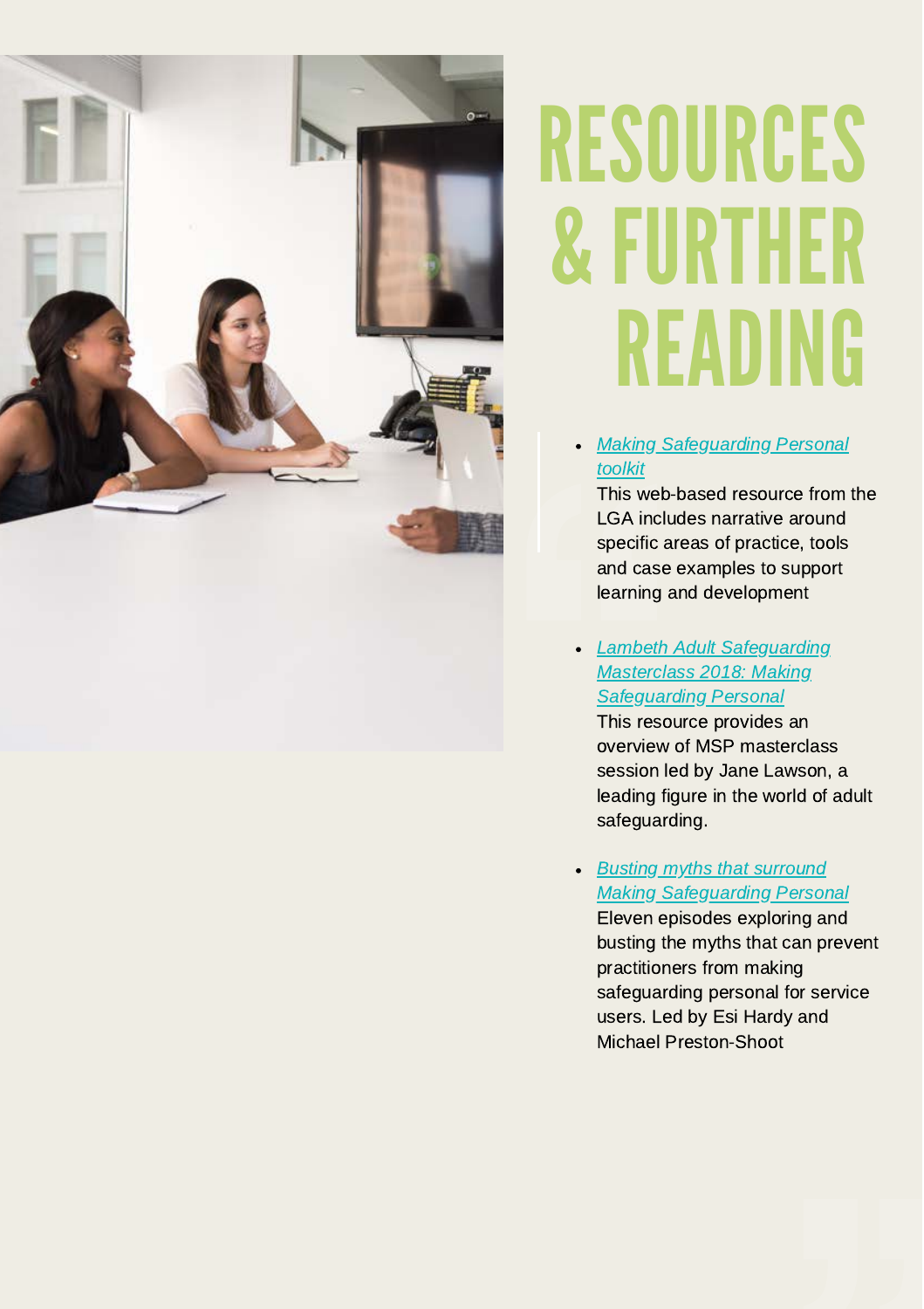# RESOURCES & FURTHER READING

- *Making Safeguarding Personal toolkit*
  This web-based resource from the LGA includes narrative around specific areas of practice, tools and case examples to support learning and development

- *Lambeth Adult Safeguarding Masterclass 2018: Making Safeguarding Personal*
  This resource provides an overview of MSP masterclass session led by Jane Lawson, a leading figure in the world of adult safeguarding.

- *Busting myths that surround Making Safeguarding Personal*
  Eleven episodes exploring and busting the myths that can prevent practitioners from making safeguarding personal for service users. Led by Esi Hardy and Michael Preston-Shoot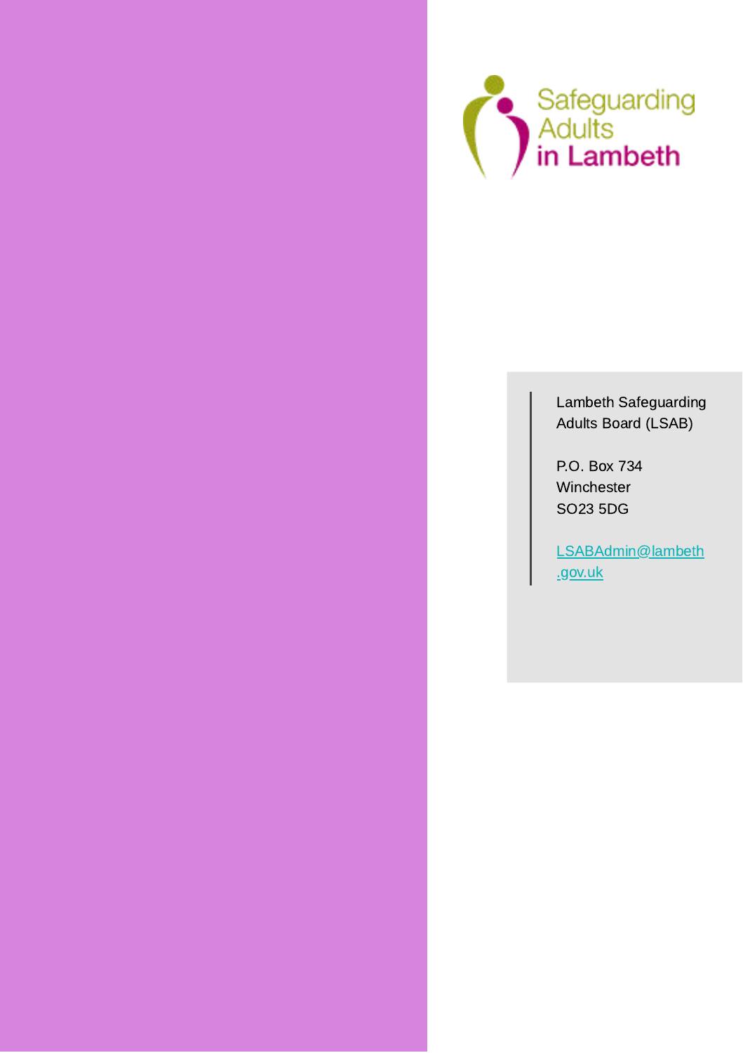Safeguarding Adults in Lambeth

Lambeth Safeguarding Adults Board (LSAB)

P.O. Box 734
Winchester
SO23 5DG

LSABAdmin@lambeth.gov.uk